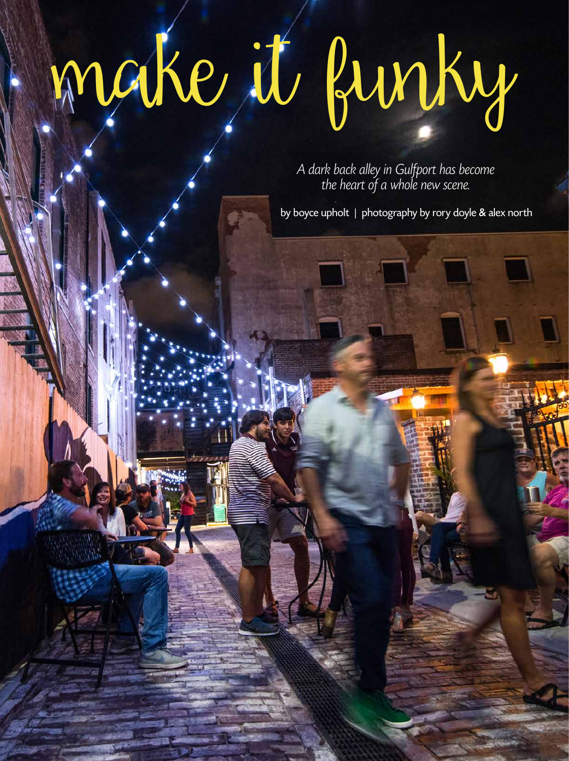# make it funky

*A dark back alley in Gulfport has become the heart of a whole new scene.*

by boyce upholt | photography by rory doyle & alex north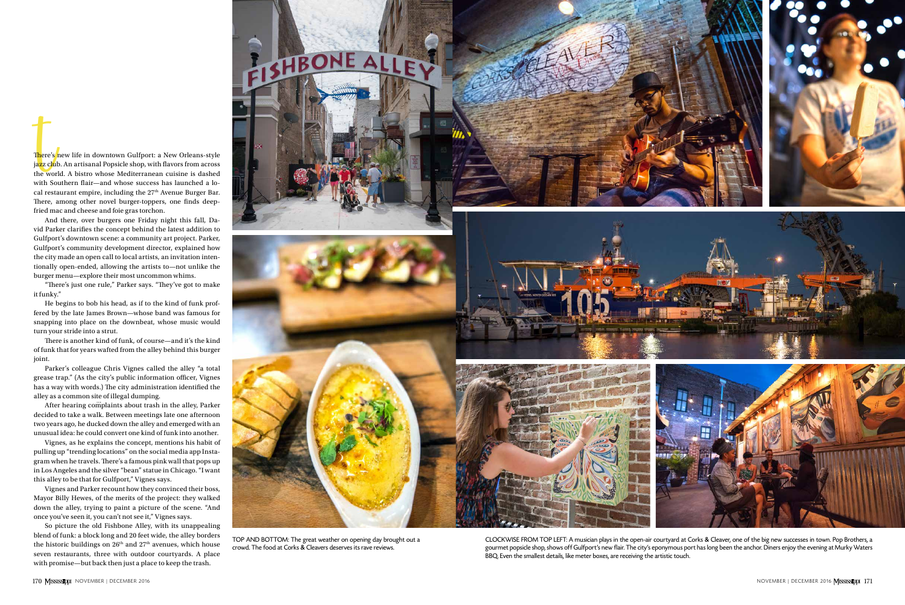There's new life in downtown Gulfport: a New Orleans-style jazz club. An artisanal Popsicle shop, with flavors from across the world. A bistro whose Mediterranean cuisine is dashed with Southern flair—and whose success has launched a local restaurant empire, including the 27th Avenue Burger Bar. There, among other novel burger-toppers, one finds deep-fried mac and cheese and foie gras torchon.

And there, over burgers one Friday night this fall, David Parker clarifies the concept behind the latest addition to Gulfport's downtown scene: a community art project. Parker, Gulfport's community development director, explained how the city made an open call to local artists, an invitation intentionally open-ended, allowing the artists to—not unlike the burger menu—explore their most uncommon whims.

"There's just one rule," Parker says. "They've got to make it funky."

He begins to bob his head, as if to the kind of funk proffered by the late James Brown—whose band was famous for snapping into place on the downbeat, whose music would turn your stride into a strut.

There is another kind of funk, of course—and it's the kind of funk that for years wafted from the alley behind this burger joint.

Parker's colleague Chris Vignes called the alley "a total grease trap." (As the city's public information officer, Vignes has a way with words.) The city administration identified the alley as a common site of illegal dumping.

After hearing complaints about trash in the alley, Parker decided to take a walk. Between meetings late one afternoon two years ago, he ducked down the alley and emerged with an unusual idea: he could convert one kind of funk into another.

Vignes, as he explains the concept, mentions his habit of pulling up "trending locations" on the social media app Instagram when he travels. There's a famous pink wall that pops up in Los Angeles and the silver "bean" statue in Chicago. "I want this alley to be that for Gulfport," Vignes says.

Vignes and Parker recount how they convinced their boss, Mayor Billy Hewes, of the merits of the project: they walked down the alley, trying to paint a picture of the scene. "And once you've seen it, you can't not see it," Vignes says.

So picture the old Fishbone Alley, with its unappealing blend of funk: a block long and 20 feet wide, the alley borders the historic buildings on 26th and 27th avenues, which house seven restaurants, three with outdoor courtyards. A place with promise—but back then just a place to keep the trash.

TOP AND BOTTOM: The great weather on opening day brought out a crowd. The food at Corks & Cleavers deserves its rave reviews.

CLOCKWISE FROM TOP LEFT: A musician plays in the open-air courtyard at Corks & Cleaver, one of the big new successes in town. Pop Brothers, a gourmet popsicle shop, shows off Gulfport's new flair. The city's eponymous port has long been the anchor. Diners enjoy the evening at Murky Waters BBQ. Even the smallest details, like meter boxes, are receiving the artistic touch.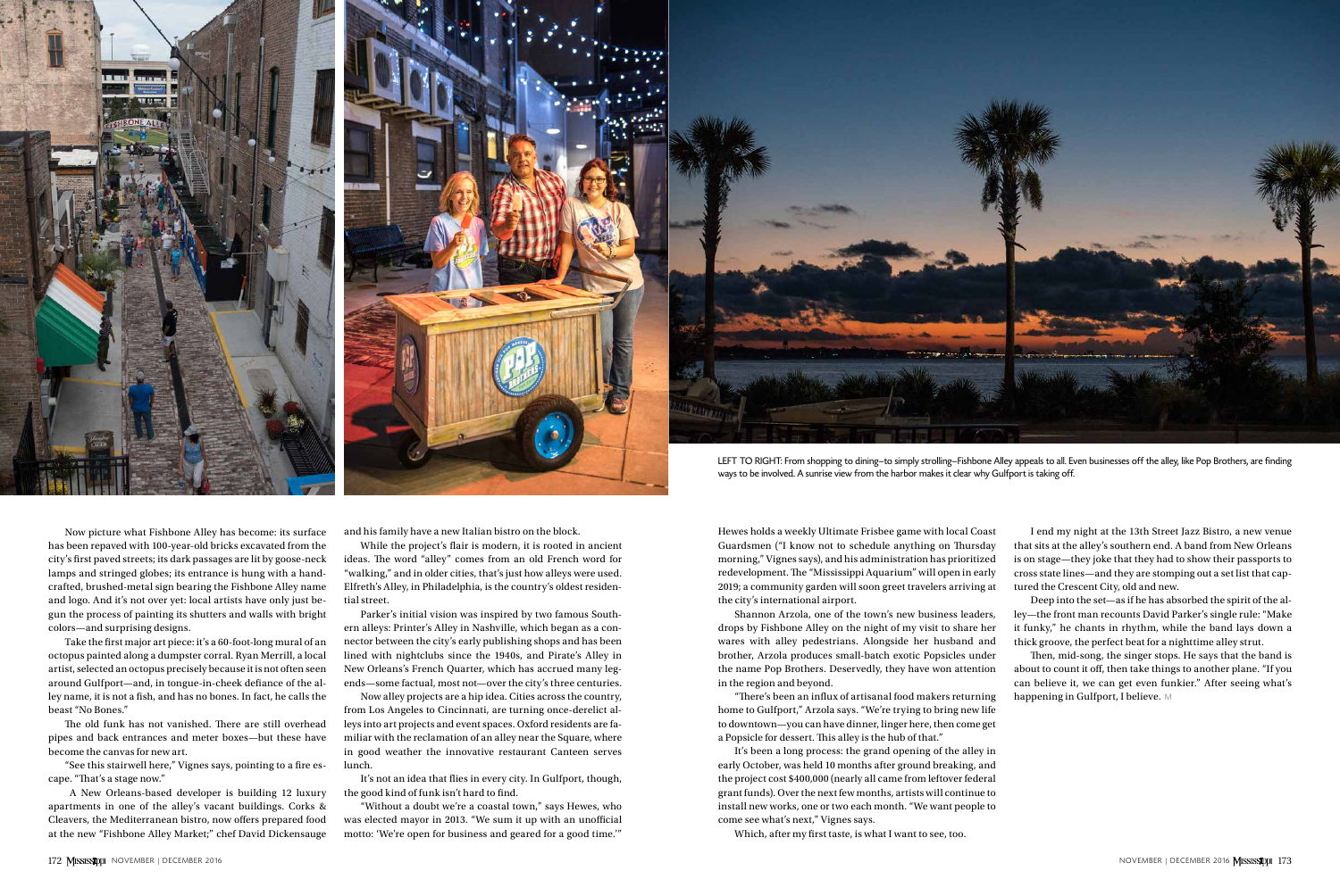LEFT TO RIGHT: From shopping to dining—to simply strolling—Fishbone Alley appeals to all. Even businesses off the alley, like Pop Brothers, are finding ways to be involved. A sunrise view from the harbor makes it clear why Gulfport is taking off.

Now picture what Fishbone Alley has become: its surface has been repaved with 100-year-old bricks excavated from the city's first paved streets; its dark passages are lit by goose-neck lamps and stringed globes; its entrance is hung with a handcrafted, brushed-metal sign bearing the Fishbone Alley name and logo. And it's not over yet: local artists have only just begun the process of painting its shutters and walls with bright colors—and surprising designs.

Take the first major art piece: it's a 60-foot-long mural of an octopus painted along a dumpster corral. Ryan Merrill, a local artist, selected an octopus precisely because it is not often seen around Gulfport—and, in tongue-in-cheek defiance of the alley name, it is not a fish, and has no bones. In fact, he calls the beast "No Bones."

The old funk has not vanished. There are still overhead pipes and back entrances and meter boxes—but these have become the canvas for new art.

"See this stairwell here," Vignes says, pointing to a fire escape. "That's a stage now."

A New Orleans-based developer is building 12 luxury apartments in one of the alley's vacant buildings. Corks & Cleavers, the Mediterranean bistro, now offers prepared food at the new "Fishbone Alley Market;" chef David Dickensauge and his family have a new Italian bistro on the block.

While the project's flair is modern, it is rooted in ancient ideas. The word "alley" comes from an old French word for "walking," and in older cities, that's just how alleys were used. Elfreth's Alley, in Philadelphia, is the country's oldest residential street.

Parker's initial vision was inspired by two famous Southern alleys: Printer's Alley in Nashville, which began as a connector between the city's early publishing shops and has been lined with nightclubs since the 1940s, and Pirate's Alley in New Orleans's French Quarter, which has accrued many legends—some factual, most not—over the city's three centuries.

Now alley projects are a hip idea. Cities across the country, from Los Angeles to Cincinnati, are turning once-derelict alleys into art projects and event spaces. Oxford residents are familiar with the reclamation of an alley near the Square, where in good weather the innovative restaurant Canteen serves lunch.

It's not an idea that flies in every city. In Gulfport, though, the good kind of funk isn't hard to find.

"Without a doubt we're a coastal town," says Hewes, who was elected mayor in 2013. "We sum it up with an unofficial motto: 'We're open for business and geared for a good time.'"

Hewes holds a weekly Ultimate Frisbee game with local Coast Guardsmen ("I know not to schedule anything on Thursday morning," Vignes says), and his administration has prioritized redevelopment. The "Mississippi Aquarium" will open in early 2019; a community garden will soon greet travelers arriving at the city's international airport.

Shannon Arzola, one of the town's new business leaders, drops by Fishbone Alley on the night of my visit to share her wares with alley pedestrians. Alongside her husband and brother, Arzola produces small-batch exotic Popsicles under the name Pop Brothers. Deservedly, they have won attention in the region and beyond.

"There's been an influx of artisanal food makers returning home to Gulfport," Arzola says. "We're trying to bring new life to downtown—you can have dinner, linger here, then come get a Popsicle for dessert. This alley is the hub of that."

It's been a long process: the grand opening of the alley in early October, was held 10 months after ground breaking, and the project cost $400,000 (nearly all came from leftover federal grant funds). Over the next few months, artists will continue to install new works, one or two each month. "We want people to come see what's next," Vignes says.

Which, after my first taste, is what I want to see, too.

I end my night at the 13th Street Jazz Bistro, a new venue that sits at the alley's southern end. A band from New Orleans is on stage—they joke that they had to show their passports to cross state lines—and they are stomping out a set list that captured the Crescent City, old and new.

Deep into the set—as if he has absorbed the spirit of the alley—the front man recounts David Parker's single rule: "Make it funky," he chants in rhythm, while the band lays down a thick groove, the perfect beat for a nighttime alley strut.

Then, mid-song, the singer stops. He says that the band is about to count it off, then take things to another plane. "If you can believe it, we can get even funkier." After seeing what's happening in Gulfport, I believe. M